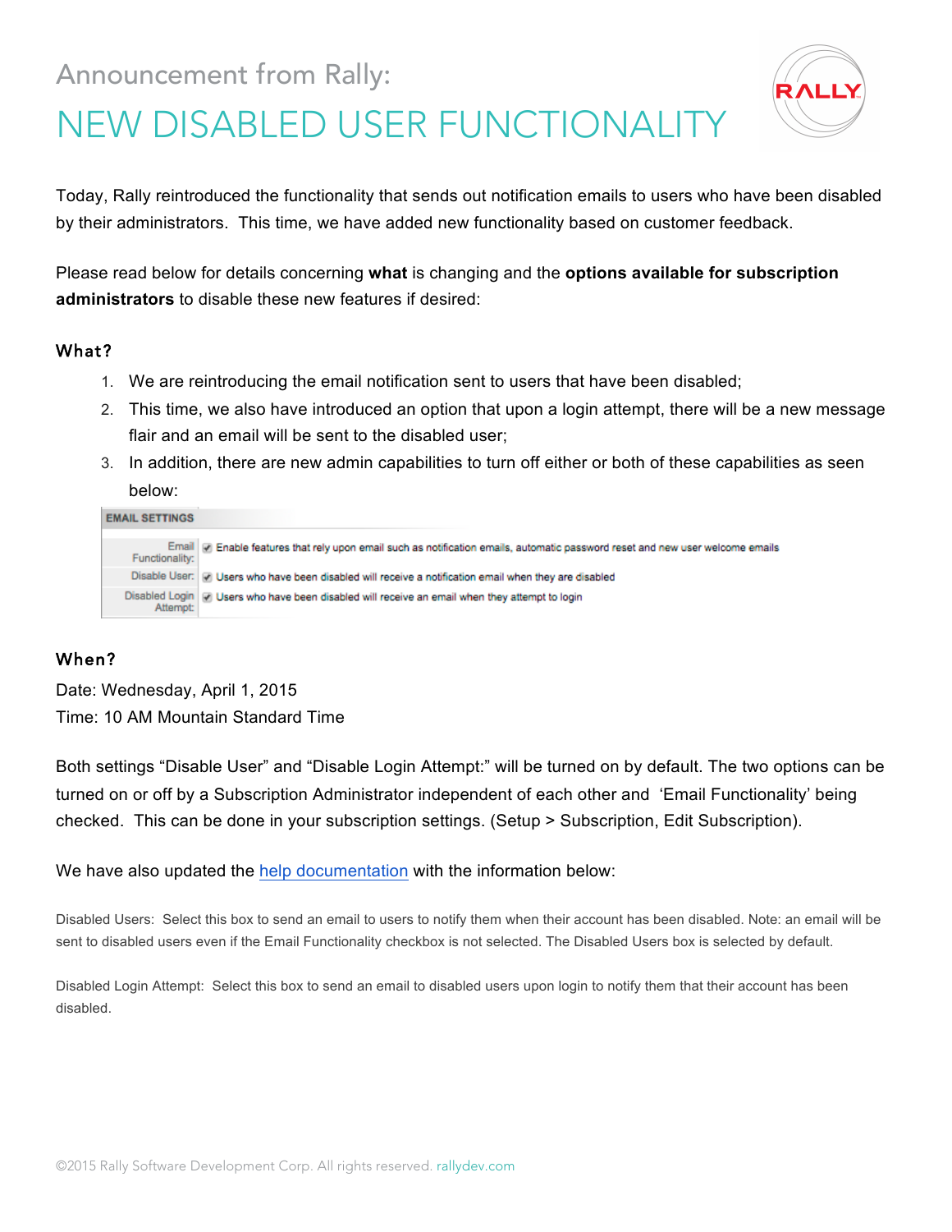Announcement from Rally:

# NEW DISABLED USER FUNCTIONALITY

Today, Rally reintroduced the functionality that sends out notification emails to users who have been disabled by their administrators. This time, we have added new functionality based on customer feedback.

Please read below for details concerning **what** is changing and the **options available for subscription administrators** to disable these new features if desired:

### What?

1. We are reintroducing the email notification sent to users that have been disabled;
2. This time, we also have introduced an option that upon a login attempt, there will be a new message flair and an email will be sent to the disabled user;
3. In addition, there are new admin capabilities to turn off either or both of these capabilities as seen below:

| EMAIL SETTINGS | |
|---|---|
| Email Functionality: | ☑ Enable features that rely upon email such as notification emails, automatic password reset and new user welcome emails |
| Disable User: | ☑ Users who have been disabled will receive a notification email when they are disabled |
| Disabled Login Attempt: | ☑ Users who have been disabled will receive an email when they attempt to login |

### When?

Date: Wednesday, April 1, 2015
Time: 10 AM Mountain Standard Time

Both settings "Disable User" and "Disable Login Attempt:" will be turned on by default. The two options can be turned on or off by a Subscription Administrator independent of each other and 'Email Functionality' being checked. This can be done in your subscription settings. (Setup > Subscription, Edit Subscription).

We have also updated the help documentation with the information below:

Disabled Users: Select this box to send an email to users to notify them when their account has been disabled. Note: an email will be sent to disabled users even if the Email Functionality checkbox is not selected. The Disabled Users box is selected by default.

Disabled Login Attempt: Select this box to send an email to disabled users upon login to notify them that their account has been disabled.

©2015 Rally Software Development Corp. All rights reserved. rallydev.com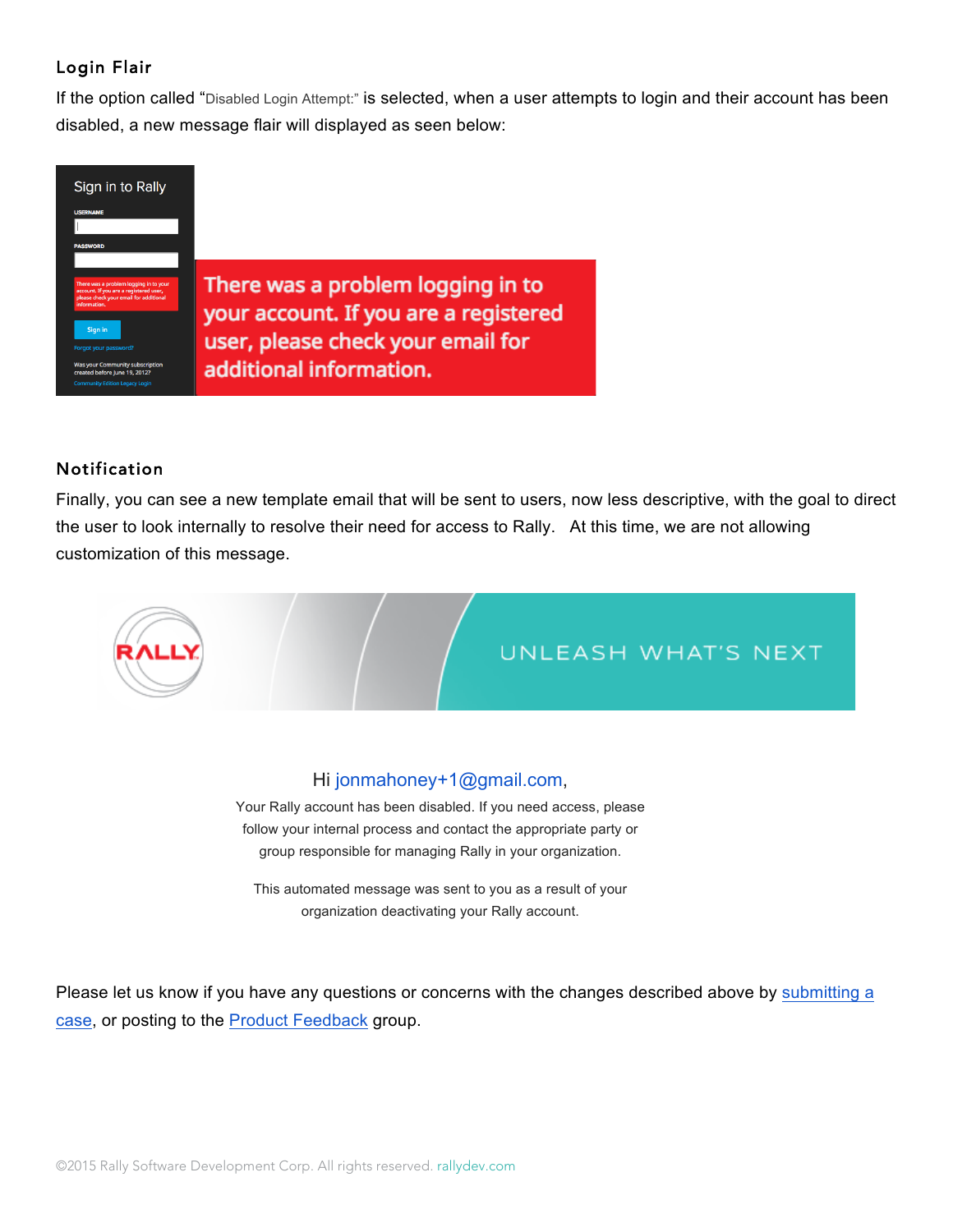### Login Flair

If the option called "Disabled Login Attempt:" is selected, when a user attempts to login and their account has been disabled, a new message flair will displayed as seen below:

Sign in to Rally

USERNAME

PASSWORD

There was a problem logging in to your account. If you are a registered user, please check your email for additional information.

Sign in

Forgot your password?

Was your Community subscription created before June 19, 2012?

Community Edition Legacy Login

There was a problem logging in to your account. If you are a registered user, please check your email for additional information.

### Notification

Finally, you can see a new template email that will be sent to users, now less descriptive, with the goal to direct the user to look internally to resolve their need for access to Rally. At this time, we are not allowing customization of this message.

RALLY

UNLEASH WHAT'S NEXT

Hi jonmahoney+1@gmail.com,

Your Rally account has been disabled. If you need access, please follow your internal process and contact the appropriate party or group responsible for managing Rally in your organization.

This automated message was sent to you as a result of your organization deactivating your Rally account.

©2015 Rally Software Development Corp. All rights reserved. rallydev.com

Please let us know if you have any questions or concerns with the changes described above by submitting a case, or posting to the Product Feedback group.